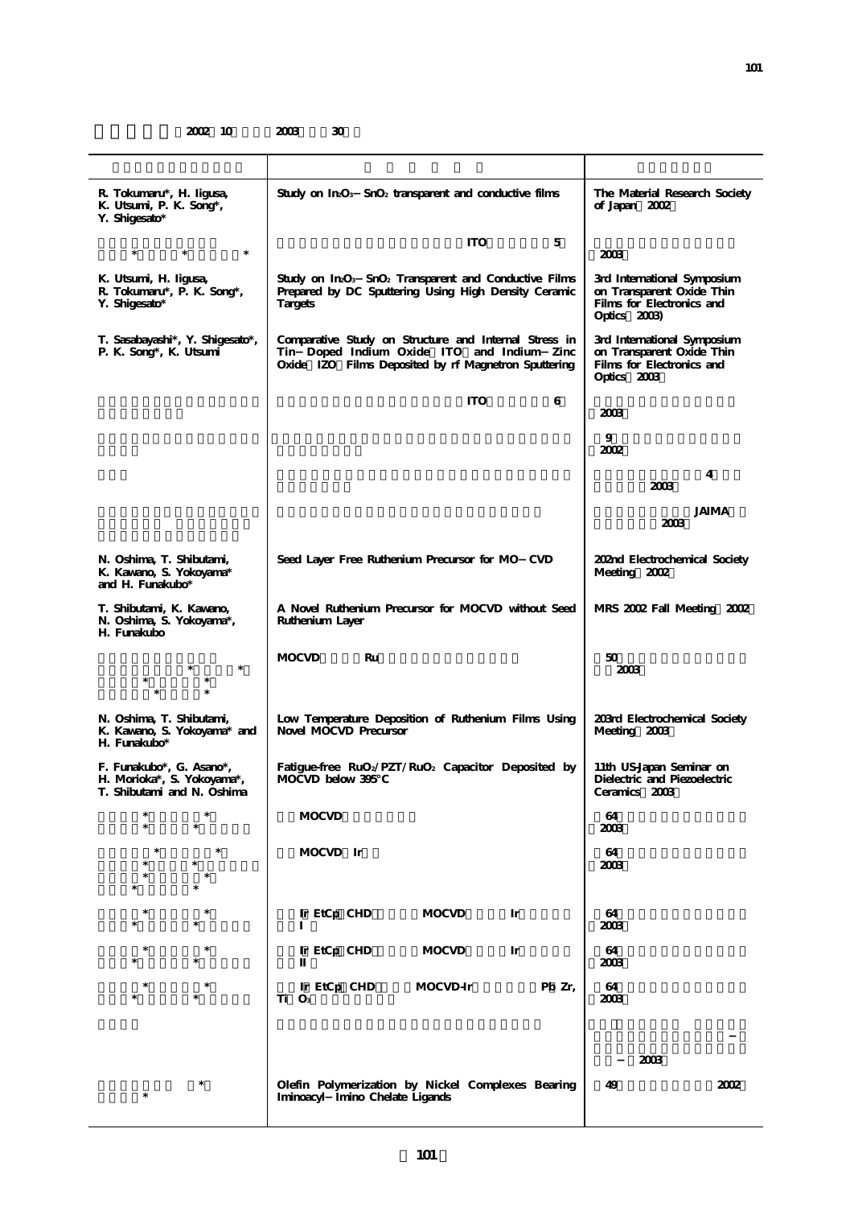2002 10 2003 30

| | | |
|---|---|---|
| R. Tokumaru*, H. Iigusa, K. Utsumi, P. K. Song*, Y. Shigesato* | Study on $In_2O_3$－$SnO_2$ transparent and conductive films | The Material Research Society of Japan 2002 |
| * * * | ITO 5 | 2003 |
| K. Utsumi, H. Iigusa, R. Tokumaru*, P. K. Song*, Y. Shigesato* | Study on $In_2O_3$－$SnO_2$ Transparent and Conductive Films Prepared by DC Sputtering Using High Density Ceramic Targets | 3rd International Symposium on Transparent Oxide Thin Films for Electronics and Optics 2003) |
| T. Sasabayashi*, Y. Shigesato*, P. K. Song*, K. Utsumi | Comparative Study on Structure and Internal Stress in Tin－Doped Indium Oxide ITO and Indium－Zinc Oxide IZO Films Deposited by rf Magnetron Sputtering | 3rd International Symposium on Transparent Oxide Thin Films for Electronics and Optics 2003 |
| | ITO 6 | 2003 |
| | | 9 2002 |
| | | 4 2003 |
| | | JAIMA 2003 |
| N. Oshima, T. Shibutani, K. Kawano, S. Yokoyama* and H. Funakubo* | Seed Layer Free Ruthenium Precursor for MO－CVD | 202nd Electrochemical Society Meeting 2002 |
| T. Shibutani, K. Kawano, N. Oshima, S. Yokoyama*, H. Funakubo | A Novel Ruthenium Precursor for MOCVD without Seed Ruthenium Layer | MRS 2002 Fall Meeting 2002 |
| * * * * * * | MOCVD Ru | 50 2003 |
| N. Oshima, T. Shibutani, K. Kawano, S. Yokoyama* and H. Funakubo* | Low Temperature Deposition of Ruthenium Films Using Novel MOCVD Precursor | 203rd Electrochemical Society Meeting 2003 |
| F. Funakubo*, G. Asano*, H. Morioka*, S. Yokoyama*, T. Shibutani and N. Oshima | Fatigue-free $RuO_2$/PZT/$RuO_2$ Capacitor Deposited by MOCVD below 395°C | 11th US-Japan Seminar on Dielectric and Piezoelectric Ceramics 2003 |
| * * * * | MOCVD | 64 2003 |
| * * * * * * * * | MOCVD Ir | 64 2003 |
| * * * * | Ir EtCp CHD MOCVD Ir I | 64 2003 |
| * * * * | Ir EtCp CHD MOCVD Ir II | 64 2003 |
| * * * * | Ir EtCp CHD MOCVD-Ir Pb Zr, Ti $O_3$ | 64 2003 |
| | | － － 2003 |
| * * | Olefin Polymerization by Nickel Complexes Bearing Iminoacyl－Imino Chelate Ligands | 49 2002 |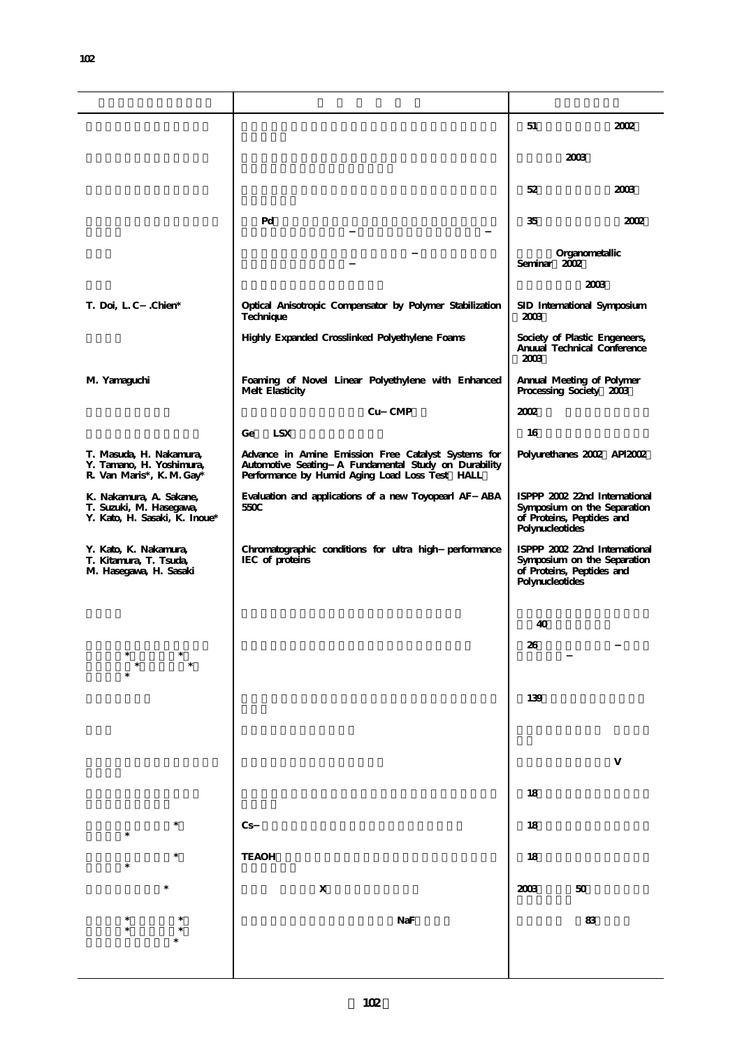| | | |
|---|---|---|
| | | 51 2002 |
| | | 2003 |
| | | 52 2003 |
| | Pd – – | 35 2002 |
| | – – | Organometallic Seminar 2002 |
| | | 2003 |
| T. Doi, L. C – .Chien* | Optical Anisotropic Compensator by Polymer Stabilization Technique | SID International Symposium 2003 |
| | Highly Expanded Crosslinked Polyethylene Foams | Society of Plastic Engeneers, Anuual Technical Conference 2003 |
| M. Yamaguchi | Foaming of Novel Linear Polyethylene with Enhanced Melt Elasticity | Annual Meeting of Polymer Processing Society 2003 |
| | Cu – CMP | 2002 |
| | Ge LSX | 16 |
| T. Masuda, H. Nakamura, Y. Tamano, H. Yoshimura, R. Van Maris*, K. M. Gay* | Advance in Amine Emission Free Catalyst Systems for Automotive Seating – A Fundamental Study on Durability Performance by Humid Aging Load Loss Test HALL | Polyurethanes 2002 API2002 |
| K. Nakamura, A. Sakane, T. Suzuki, M. Hasegawa, Y. Kato, H. Sasaki, K. Inoue* | Evaluation and applications of a new Toyopearl AF – ABA 550C | ISPPP 2002 22nd International Symposium on the Separation of Proteins, Peptides and Polynucleotides |
| Y. Kato, K. Nakamura, T. Kitamura, T. Tsuda, M. Hasegawa, H. Sasaki | Chromatographic conditions for ultra high – performance IEC of proteins | ISPPP 2002 22nd International Symposium on the Separation of Proteins, Peptides and Polynucleotides |
| | | 40 |
| * * * * * | | 26 – – |
| | | 139 |
| | | |
| | | V |
| | | 18 |
| * * | Cs – | 18 |
| * * | TEAOH | 18 |
| * | X | 2003 50 |
| * * * * * | NaF | 83 |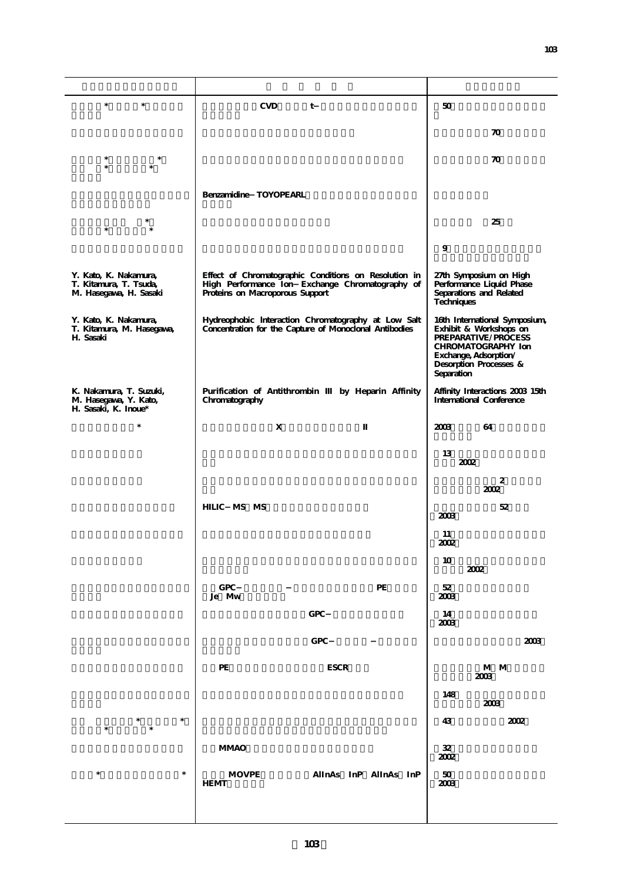| | | |
|---|---|---|
| * * | CVD t– | 50 |
| | | 70 |
| * * * * | | 70 |
| | Benzamidine–TOYOPEARL | |
| * * * | | 25 |
| | | 9 |
| Y. Kato, K. Nakamura, T. Kitamura, T. Tsuda, M. Hasegawa, H. Sasaki | Effect of Chromatographic Conditions on Resolution in High Performance Ion–Exchange Chromatography of Proteins on Macroporous Support | 27th Symposium on High Performance Liquid Phase Separations and Related Techniques |
| Y. Kato, K. Nakamura, T. Kitamura, M. Hasegawa, H. Sasaki | Hydreophobic Interaction Chromatography at Low Salt Concentration for the Capture of Monoclonal Antibodies | 16th International Symposium, Exhibit & Workshops on PREPARATIVE/PROCESS CHROMATOGRAPHY Ion Exchange, Adsorption/ Desorption Processes & Separation |
| K. Nakamura, T. Suzuki, M. Hasegawa, Y. Kato, H. Sasaki, K. Inoue* | Purification of Antithrombin III by Heparin Affinity Chromatography | Affinity Interactions 2003 15th International Conference |
| * | X II | 2003 64 |
| | | 13 2002 |
| | | 2 2002 |
| | HILIC–MS MS | 52 2003 |
| | | 11 2002 |
| | | 10 2002 |
| | GPC– – PE Je Mw | 52 2003 |
| | GPC– | 14 2003 |
| | GPC– – | 2003 |
| | PE ESCR | M M 2003 |
| | | 148 2003 |
| * * * * | | 43 2002 |
| | MMAO | 32 2002 |
| * * | MOVPE AlInAs InP AlInAs InP HEMT | 50 2003 |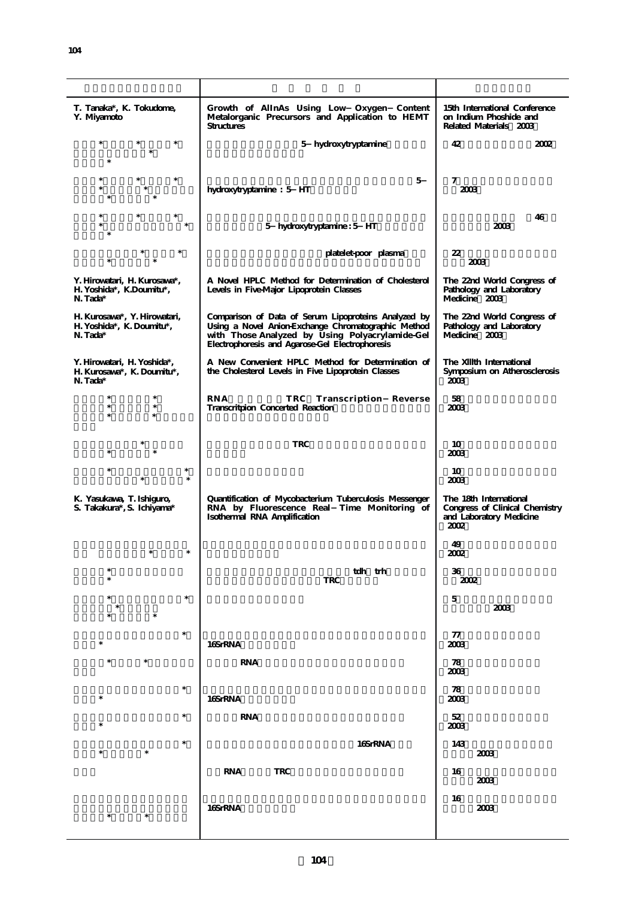| | | |
|---|---|---|
| T. Tanaka*, K. Tokudome, Y. Miyamoto | Growth of AlInAs Using Low−Oxygen−Content Metalorganic Precursors and Application to HEMT Structures | 15th International Conference on Indium Phoshide and Related Materials 2003 |
| * * * * * | 5−hydroxytryptamine | 42 2002 |
| * * * * * * * | 5−hydroxytryptamine : 5−HT | 7 2003 |
| * * * * * * | 5−hydroxytryptamine : 5−HT | 46 2003 |
| * * * * | platelet-poor plasma | 22 2003 |
| Y. Hirowatari, H. Kurosawa*, H. Yoshida*, K.Doumitu*, N. Tada* | A Novel HPLC Method for Determination of Cholesterol Levels in Five-Major Lipoprotein Classes | The 22nd World Congress of Pathology and Laboratory Medicine 2003 |
| H. Kurosawa*, Y. Hirowatari, H. Yoshida*, K. Doumitu*, N. Tada* | Comparison of Data of Serum Lipoproteins Analyzed by Using a Novel Anion-Exchange Chromatographic Method with Those Analyzed by Using Polyacrylamide-Gel Electrophoresis and Agarose-Gel Electrophoresis | The 22nd World Congress of Pathology and Laboratory Medicine 2003 |
| Y. Hirowatari, H. Yoshida*, H. Kurosawa*, K. Doumitu*, N. Tada* | A New Convenient HPLC Method for Determination of the Cholesterol Levels in Five Lipoprotein Classes | The XIIIth International Symposium on Atherosclerosis 2003 |
| * * * * * * | RNA TRC Transcription−Reverse Transcritpion Concerted Reaction | 58 2003 |
| * * * | TRC | 10 2003 |
| * * * * | | 10 2003 |
| K. Yasukawa, T. Ishiguro, S. Takakura*, S. Ichiyama* | Quantification of Mycobacterium Tuberculosis Messenger RNA by Fluorescence Real−Time Monitoring of Isothermal RNA Amplification | The 18th International Congress of Clinical Chemistry and Laboratory Medicine 2002 |
| * * | | 49 2002 |
| * * | tdh trh TRC | 36 2002 |
| * * * * * | | 5 2003 |
| * * | 16SrRNA | 77 2003 |
| * * | RNA | 78 2003 |
| * * | 16SrRNA | 78 2003 |
| * * | RNA | 52 2003 |
| * * * | 16SrRNA | 143 2003 |
| | RNA TRC | 16 2003 |
| * * | 16SrRNA | 16 2003 |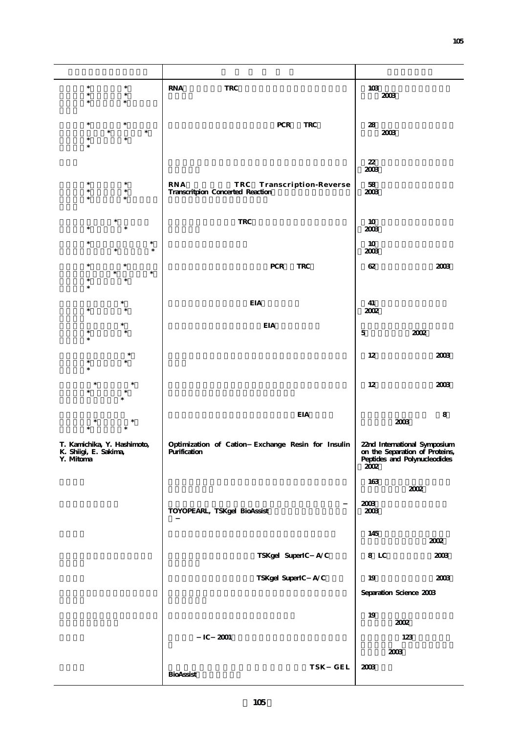| | | |
|---|---|---|
| * * * * * * | RNA TRC | 103 2003 |
| * * * * * * * * | PCR TRC | 28 2003 |
| | | 22 2003 |
| * * * * * * | RNA TRC Transcription-Reverse Transcritpion Concerted Reaction | 58 2003 |
| * * * | TRC | 10 2003 |
| * * * * | | 10 2003 |
| * * * * * * * | PCR TRC | 62 2003 |
| * * * | EIA | 41 2002 |
| * * * * | EIA | 5 2002 |
| * * * * | | 12 2003 |
| * * * * * | | 12 2003 |
| * * * * | EIA | 8 2003 |
| T. Kamichika, Y. Hashimoto, K. Shiigi, E. Sakima, Y. Mitoma | Optimization of Cation–Exchange Resin for Insulin Purification | 22nd International Symposium on the Separation of Proteins, Peptides and Polynucleotides 2002 |
| | | 163 2002 |
| | – TOYOPEARL, TSKgel BioAssist – | 2003 2003 |
| | | 145 2002 |
| | TSKgel SuperIC–A/C | 8 LC 2003 |
| | TSKgel SuperIC–A/C | 19 2003 |
| | | Separation Science 2003 |
| | | 19 2002 |
| | –IC–2001 | 123 2003 |
| | TSK–GEL BioAssist | 2003 |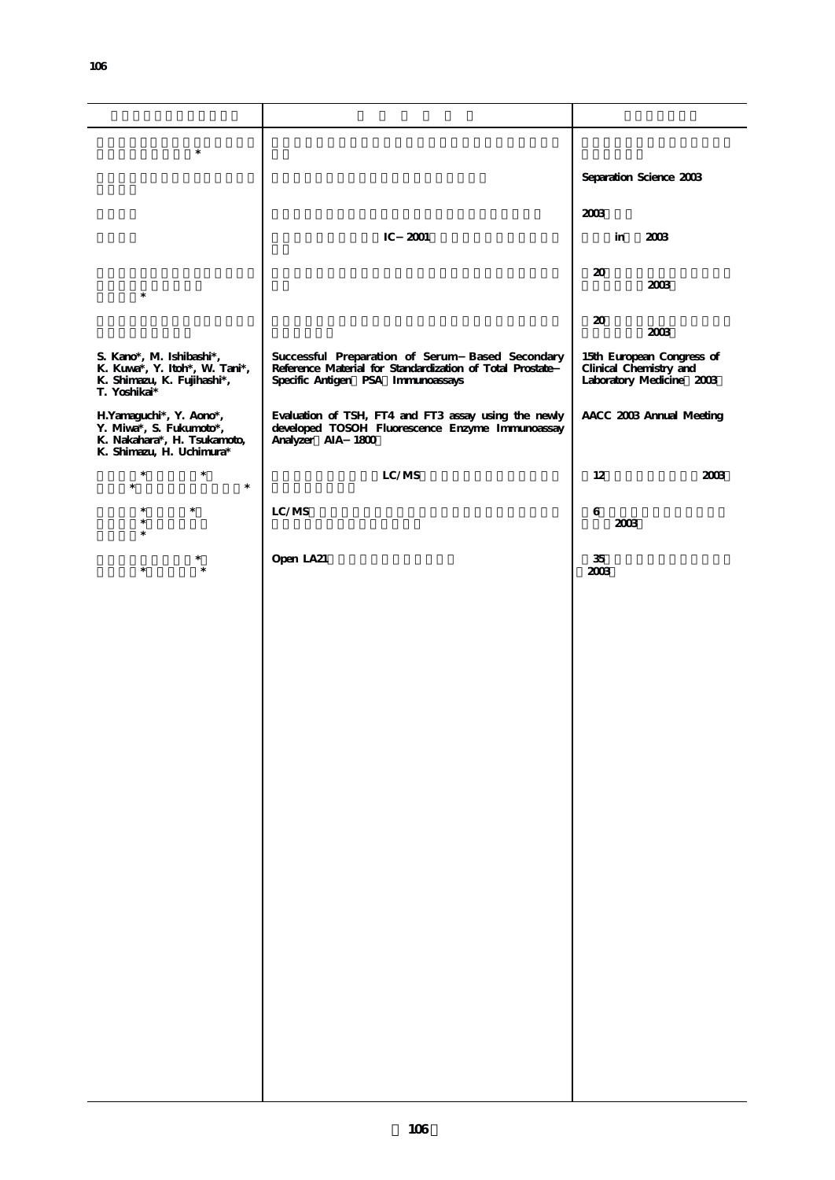| | | |
|---|---|---|
| * | | |
| | | Separation Science 2003 |
| | | 2003 |
| | IC－2001 | in 2003 |
| * | | 20 2003 |
| | | 20 2003 |
| S. Kano*, M. Ishibashi*, K. Kuwa*, Y. Itoh*, W. Tani*, K. Shimazu, K. Fujihashi*, T. Yoshikai* | Successful Preparation of Serum－Based Secondary Reference Material for Standardization of Total Prostate－Specific Antigen PSA Immunoassays | 15th European Congress of Clinical Chemistry and Laboratory Medicine 2003 |
| H.Yamaguchi*, Y. Aono*, Y. Miwa*, S. Fukumoto*, K. Nakahara*, H. Tsukamoto, K. Shimazu, H. Uchimura* | Evaluation of TSH, FT4 and FT3 assay using the newly developed TOSOH Fluorescence Enzyme Immunoassay Analyzer AIA－1800 | AACC 2003 Annual Meeting |
| * * * * | LC/MS | 12 2003 |
| * * * * | LC/MS | 6 2003 |
| * * * * | Open LA21 | 35 2003 |